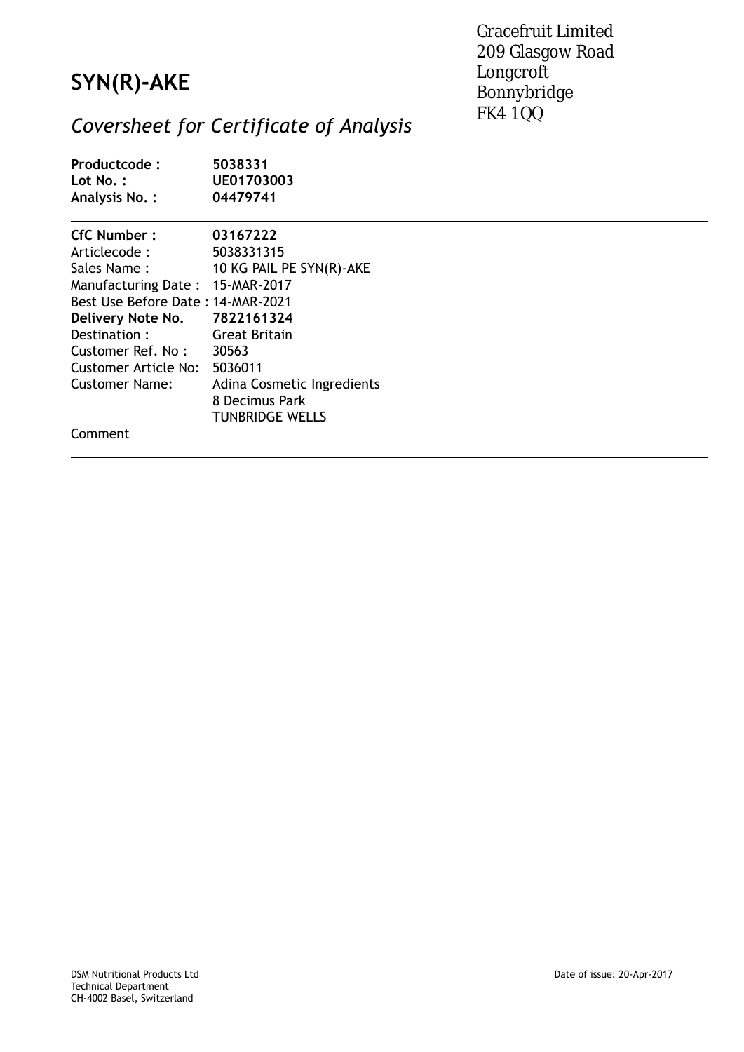Gracefruit Limited
209 Glasgow Road
Longcroft
Bonnybridge
FK4 1QQ

# SYN(R)-AKE

## *Coversheet for Certificate of Analysis*

**Productcode :** **5038331**
**Lot No. :** **UE01703003**
**Analysis No. :** **04479741**

---

**CfC Number :** **03167222**
Articlecode : 5038331315
Sales Name : 10 KG PAIL PE SYN(R)-AKE
Manufacturing Date : 15-MAR-2017
Best Use Before Date : 14-MAR-2021
**Delivery Note No.** **7822161324**
Destination : Great Britain
Customer Ref. No : 30563
Customer Article No: 5036011
Customer Name: Adina Cosmetic Ingredients
8 Decimus Park
TUNBRIDGE WELLS

Comment

---

DSM Nutritional Products Ltd
Technical Department
CH-4002 Basel, Switzerland

Date of issue: 20-Apr-2017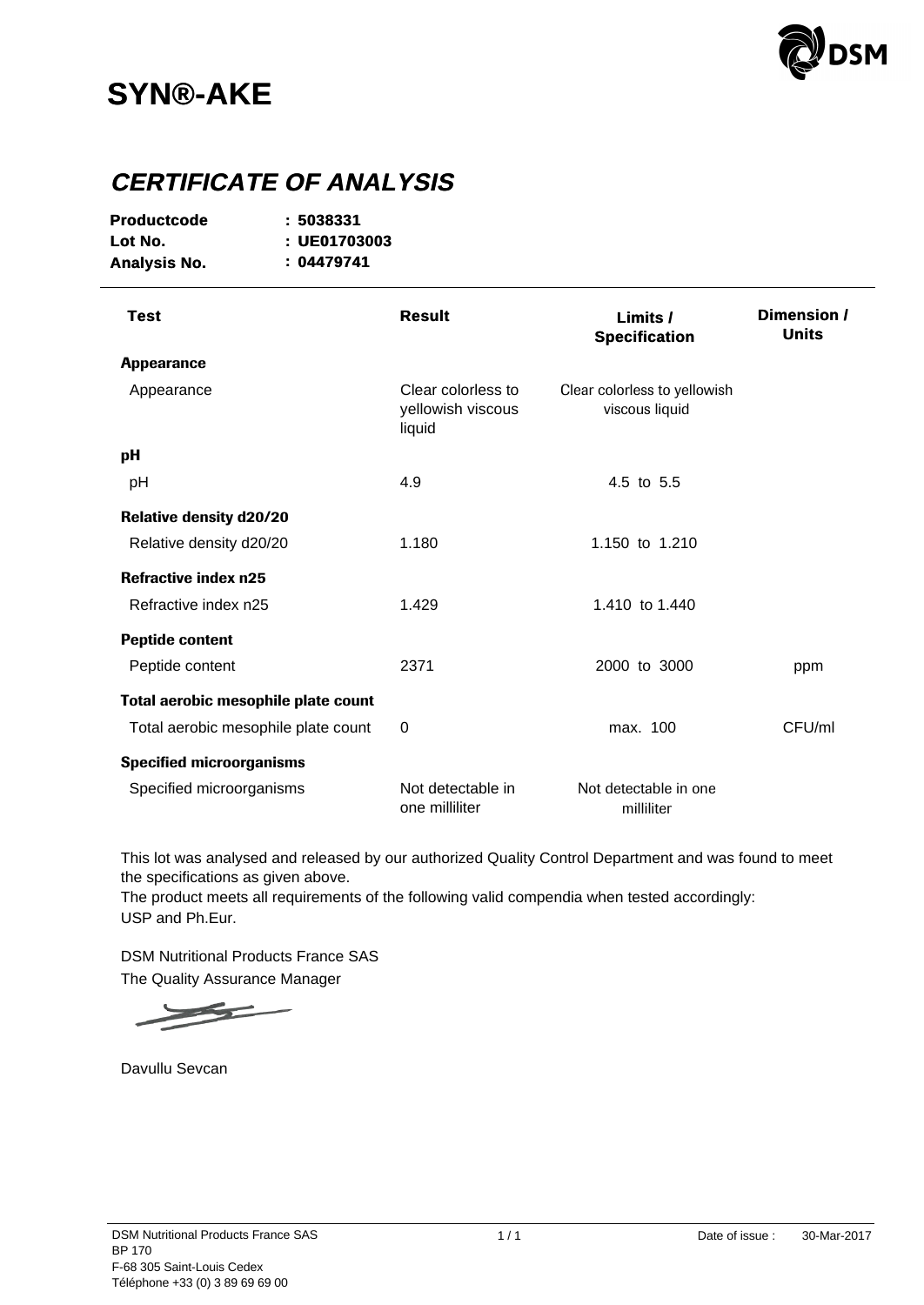# SYN®-AKE

## *CERTIFICATE OF ANALYSIS*

**Productcode** : **5038331**
**Lot No.** : **UE01703003**
**Analysis No.** : **04479741**

| Test | Result | Limits / Specification | Dimension / Units |
|---|---|---|---|
| **Appearance** | | | |
| Appearance | Clear colorless to yellowish viscous liquid | Clear colorless to yellowish viscous liquid | |
| **pH** | | | |
| pH | 4.9 | 4.5 to 5.5 | |
| **Relative density d20/20** | | | |
| Relative density d20/20 | 1.180 | 1.150 to 1.210 | |
| **Refractive index n25** | | | |
| Refractive index n25 | 1.429 | 1.410 to 1.440 | |
| **Peptide content** | | | |
| Peptide content | 2371 | 2000 to 3000 | ppm |
| **Total aerobic mesophile plate count** | | | |
| Total aerobic mesophile plate count | 0 | max. 100 | CFU/ml |
| **Specified microorganisms** | | | |
| Specified microorganisms | Not detectable in one milliliter | Not detectable in one milliliter | |

This lot was analysed and released by our authorized Quality Control Department and was found to meet the specifications as given above.
The product meets all requirements of the following valid compendia when tested accordingly:
USP and Ph.Eur.

DSM Nutritional Products France SAS
The Quality Assurance Manager

Davullu Sevcan

DSM Nutritional Products France SAS
BP 170
F-68 305 Saint-Louis Cedex
Téléphone +33 (0) 3 89 69 69 00

Date of issue : 30-Mar-2017